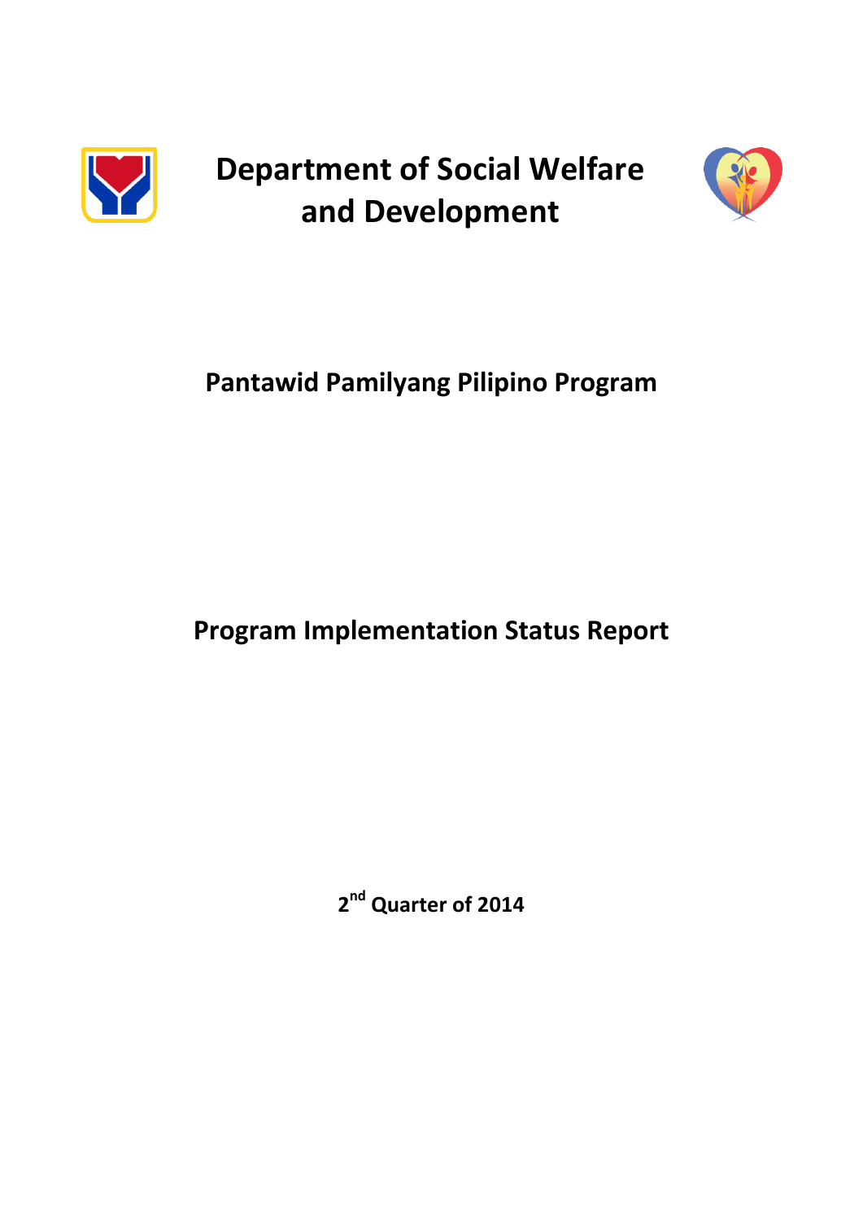# Department of Social Welfare and Development

## Pantawid Pamilyang Pilipino Program

## Program Implementation Status Report

**2nd Quarter of 2014**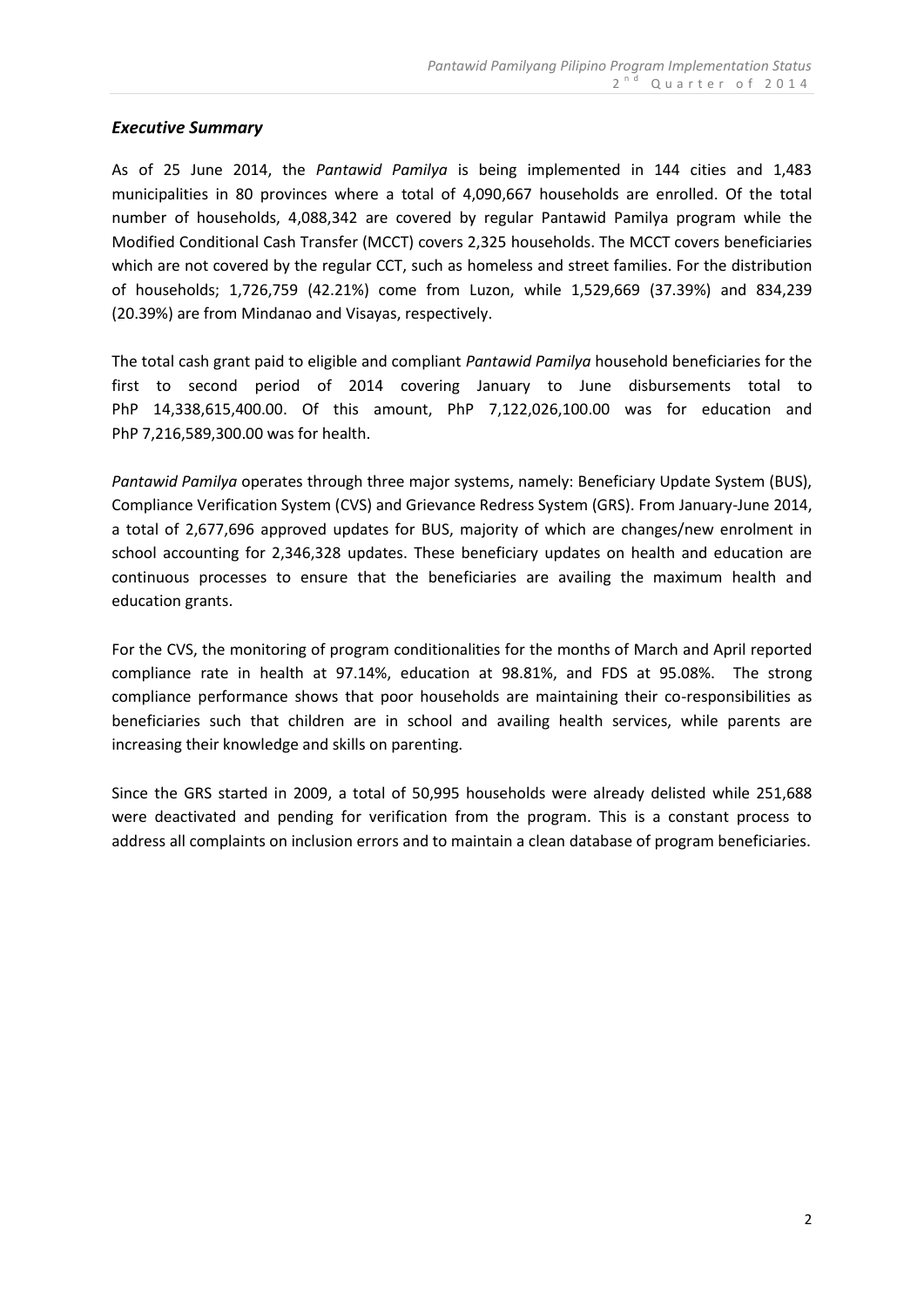### *Executive Summary*

As of 25 June 2014, the *Pantawid Pamilya* is being implemented in 144 cities and 1,483 municipalities in 80 provinces where a total of 4,090,667 households are enrolled. Of the total number of households, 4,088,342 are covered by regular Pantawid Pamilya program while the Modified Conditional Cash Transfer (MCCT) covers 2,325 households. The MCCT covers beneficiaries which are not covered by the regular CCT, such as homeless and street families. For the distribution of households; 1,726,759 (42.21%) come from Luzon, while 1,529,669 (37.39%) and 834,239 (20.39%) are from Mindanao and Visayas, respectively.

The total cash grant paid to eligible and compliant *Pantawid Pamilya* household beneficiaries for the first to second period of 2014 covering January to June disbursements total to PhP 14,338,615,400.00. Of this amount, PhP 7,122,026,100.00 was for education and PhP 7,216,589,300.00 was for health.

*Pantawid Pamilya* operates through three major systems, namely: Beneficiary Update System (BUS), Compliance Verification System (CVS) and Grievance Redress System (GRS). From January-June 2014, a total of 2,677,696 approved updates for BUS, majority of which are changes/new enrolment in school accounting for 2,346,328 updates. These beneficiary updates on health and education are continuous processes to ensure that the beneficiaries are availing the maximum health and education grants.

For the CVS, the monitoring of program conditionalities for the months of March and April reported compliance rate in health at 97.14%, education at 98.81%, and FDS at 95.08%. The strong compliance performance shows that poor households are maintaining their co-responsibilities as beneficiaries such that children are in school and availing health services, while parents are increasing their knowledge and skills on parenting.

Since the GRS started in 2009, a total of 50,995 households were already delisted while 251,688 were deactivated and pending for verification from the program. This is a constant process to address all complaints on inclusion errors and to maintain a clean database of program beneficiaries.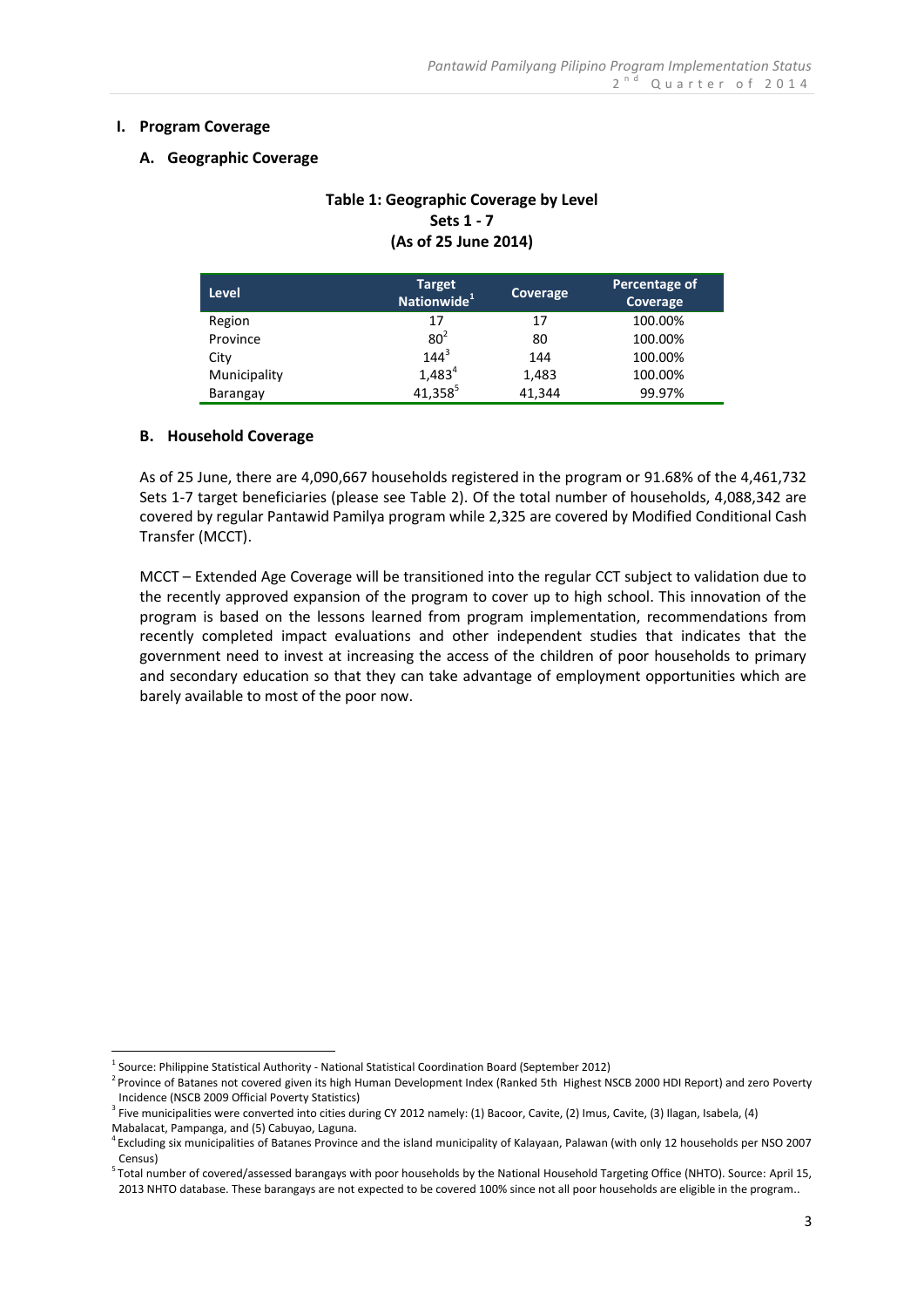# I. Program Coverage

## A. Geographic Coverage

**Table 1: Geographic Coverage by Level**
**Sets 1 - 7**
**(As of 25 June 2014)**

| Level | Target Nationwide[1] | Coverage | Percentage of Coverage |
|---|---|---|---|
| Region | 17 | 17 | 100.00% |
| Province | 80[2] | 80 | 100.00% |
| City | 144[3] | 144 | 100.00% |
| Municipality | 1,483[4] | 1,483 | 100.00% |
| Barangay | 41,358[5] | 41,344 | 99.97% |

## B. Household Coverage

As of 25 June, there are 4,090,667 households registered in the program or 91.68% of the 4,461,732 Sets 1-7 target beneficiaries (please see Table 2). Of the total number of households, 4,088,342 are covered by regular Pantawid Pamilya program while 2,325 are covered by Modified Conditional Cash Transfer (MCCT).

MCCT – Extended Age Coverage will be transitioned into the regular CCT subject to validation due to the recently approved expansion of the program to cover up to high school. This innovation of the program is based on the lessons learned from program implementation, recommendations from recently completed impact evaluations and other independent studies that indicates that the government need to invest at increasing the access of the children of poor households to primary and secondary education so that they can take advantage of employment opportunities which are barely available to most of the poor now.

---

[1] Source: Philippine Statistical Authority - National Statistical Coordination Board (September 2012)

[2] Province of Batanes not covered given its high Human Development Index (Ranked 5th Highest NSCB 2000 HDI Report) and zero Poverty Incidence (NSCB 2009 Official Poverty Statistics)

[3] Five municipalities were converted into cities during CY 2012 namely: (1) Bacoor, Cavite, (2) Imus, Cavite, (3) Ilagan, Isabela, (4) Mabalacat, Pampanga, and (5) Cabuyao, Laguna.

[4] Excluding six municipalities of Batanes Province and the island municipality of Kalayaan, Palawan (with only 12 households per NSO 2007 Census)

[5] Total number of covered/assessed barangays with poor households by the National Household Targeting Office (NHTO). Source: April 15, 2013 NHTO database. These barangays are not expected to be covered 100% since not all poor households are eligible in the program..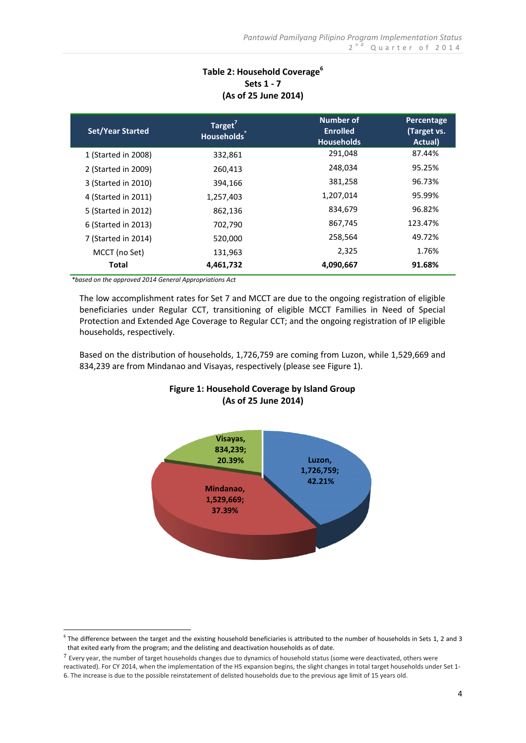**Table 2: Household Coverage[6]**
**Sets 1 - 7**
**(As of 25 June 2014)**

| Set/Year Started | Target[7] Households* | Number of Enrolled Households | Percentage (Target vs. Actual) |
|---|---|---|---|
| 1 (Started in 2008) | 332,861 | 291,048 | 87.44% |
| 2 (Started in 2009) | 260,413 | 248,034 | 95.25% |
| 3 (Started in 2010) | 394,166 | 381,258 | 96.73% |
| 4 (Started in 2011) | 1,257,403 | 1,207,014 | 95.99% |
| 5 (Started in 2012) | 862,136 | 834,679 | 96.82% |
| 6 (Started in 2013) | 702,790 | 867,745 | 123.47% |
| 7 (Started in 2014) | 520,000 | 258,564 | 49.72% |
| MCCT (no Set) | 131,963 | 2,325 | 1.76% |
| **Total** | **4,461,732** | **4,090,667** | **91.68%** |

*\*based on the approved 2014 General Appropriations Act*

The low accomplishment rates for Set 7 and MCCT are due to the ongoing registration of eligible beneficiaries under Regular CCT, transitioning of eligible MCCT Families in Need of Special Protection and Extended Age Coverage to Regular CCT; and the ongoing registration of IP eligible households, respectively.

Based on the distribution of households, 1,726,759 are coming from Luzon, while 1,529,669 and 834,239 are from Mindanao and Visayas, respectively (please see Figure 1).

**Figure 1: Household Coverage by Island Group**
**(As of 25 June 2014)**

Luzon, 1,726,759; 42.21%
Mindanao, 1,529,669; 37.39%
Visayas, 834,239; 20.39%

---

[6] The difference between the target and the existing household beneficiaries is attributed to the number of households in Sets 1, 2 and 3 that exited early from the program; and the delisting and deactivation households as of date.

[7] Every year, the number of target households changes due to dynamics of household status (some were deactivated, others were reactivated). For CY 2014, when the implementation of the HS expansion begins, the slight changes in total target households under Set 1-6. The increase is due to the possible reinstatement of delisted households due to the previous age limit of 15 years old.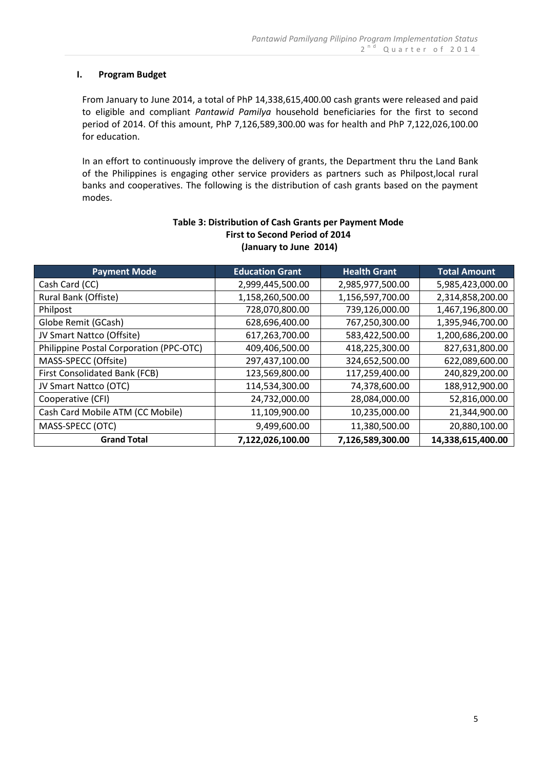## I. Program Budget

From January to June 2014, a total of PhP 14,338,615,400.00 cash grants were released and paid to eligible and compliant *Pantawid Pamilya* household beneficiaries for the first to second period of 2014. Of this amount, PhP 7,126,589,300.00 was for health and PhP 7,122,026,100.00 for education.

In an effort to continuously improve the delivery of grants, the Department thru the Land Bank of the Philippines is engaging other service providers as partners such as Philpost,local rural banks and cooperatives. The following is the distribution of cash grants based on the payment modes.

**Table 3: Distribution of Cash Grants per Payment Mode**
**First to Second Period of 2014**
**(January to June 2014)**

| Payment Mode | Education Grant | Health Grant | Total Amount |
|---|---|---|---|
| Cash Card (CC) | 2,999,445,500.00 | 2,985,977,500.00 | 5,985,423,000.00 |
| Rural Bank (Offiste) | 1,158,260,500.00 | 1,156,597,700.00 | 2,314,858,200.00 |
| Philpost | 728,070,800.00 | 739,126,000.00 | 1,467,196,800.00 |
| Globe Remit (GCash) | 628,696,400.00 | 767,250,300.00 | 1,395,946,700.00 |
| JV Smart Nattco (Offsite) | 617,263,700.00 | 583,422,500.00 | 1,200,686,200.00 |
| Philippine Postal Corporation (PPC-OTC) | 409,406,500.00 | 418,225,300.00 | 827,631,800.00 |
| MASS-SPECC (Offsite) | 297,437,100.00 | 324,652,500.00 | 622,089,600.00 |
| First Consolidated Bank (FCB) | 123,569,800.00 | 117,259,400.00 | 240,829,200.00 |
| JV Smart Nattco (OTC) | 114,534,300.00 | 74,378,600.00 | 188,912,900.00 |
| Cooperative (CFI) | 24,732,000.00 | 28,084,000.00 | 52,816,000.00 |
| Cash Card Mobile ATM (CC Mobile) | 11,109,900.00 | 10,235,000.00 | 21,344,900.00 |
| MASS-SPECC (OTC) | 9,499,600.00 | 11,380,500.00 | 20,880,100.00 |
| **Grand Total** | **7,122,026,100.00** | **7,126,589,300.00** | **14,338,615,400.00** |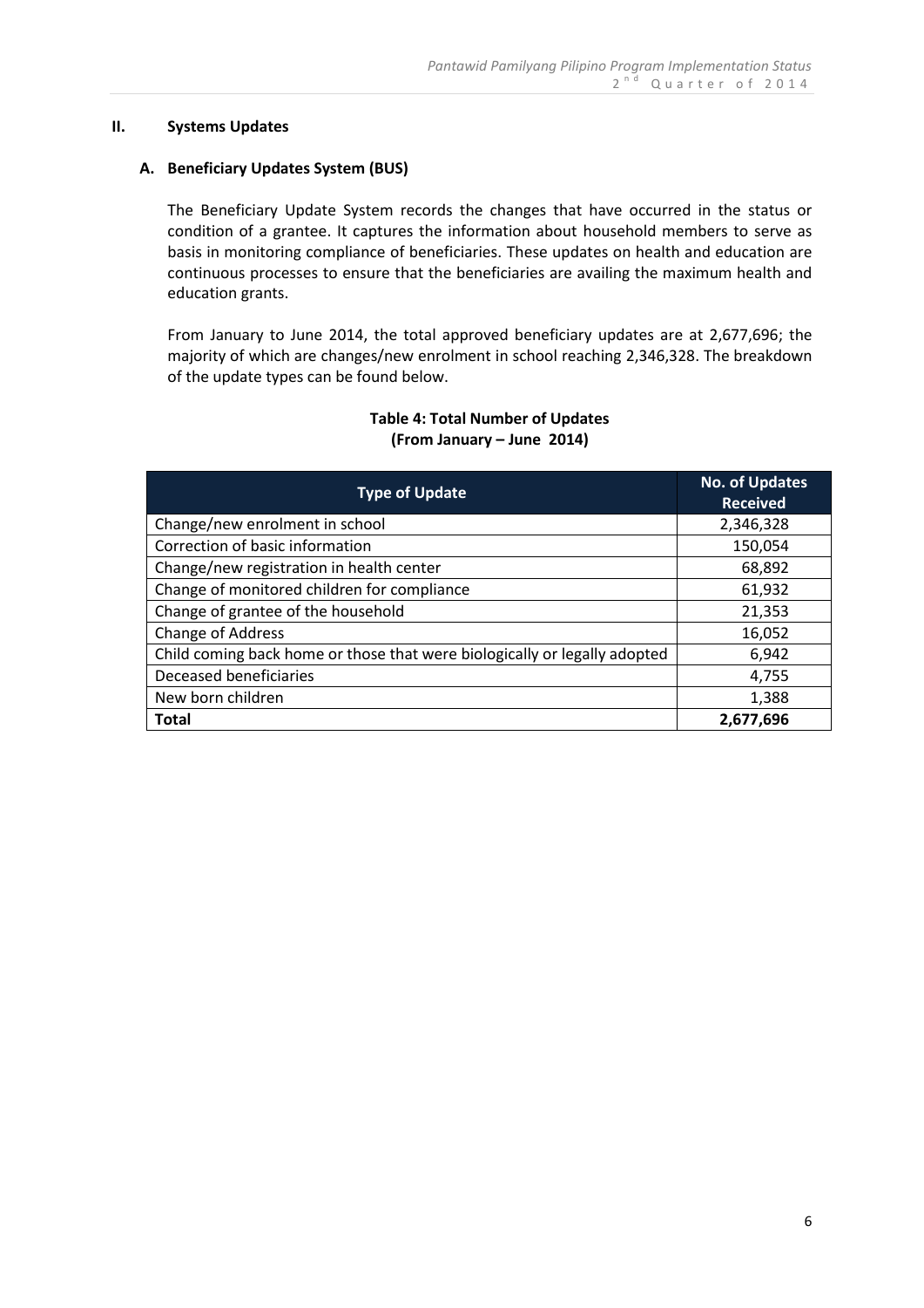## II. Systems Updates

### A. Beneficiary Updates System (BUS)

The Beneficiary Update System records the changes that have occurred in the status or condition of a grantee. It captures the information about household members to serve as basis in monitoring compliance of beneficiaries. These updates on health and education are continuous processes to ensure that the beneficiaries are availing the maximum health and education grants.

From January to June 2014, the total approved beneficiary updates are at 2,677,696; the majority of which are changes/new enrolment in school reaching 2,346,328. The breakdown of the update types can be found below.

**Table 4: Total Number of Updates**
**(From January – June 2014)**

| Type of Update | No. of Updates Received |
|---|---|
| Change/new enrolment in school | 2,346,328 |
| Correction of basic information | 150,054 |
| Change/new registration in health center | 68,892 |
| Change of monitored children for compliance | 61,932 |
| Change of grantee of the household | 21,353 |
| Change of Address | 16,052 |
| Child coming back home or those that were biologically or legally adopted | 6,942 |
| Deceased beneficiaries | 4,755 |
| New born children | 1,388 |
| **Total** | **2,677,696** |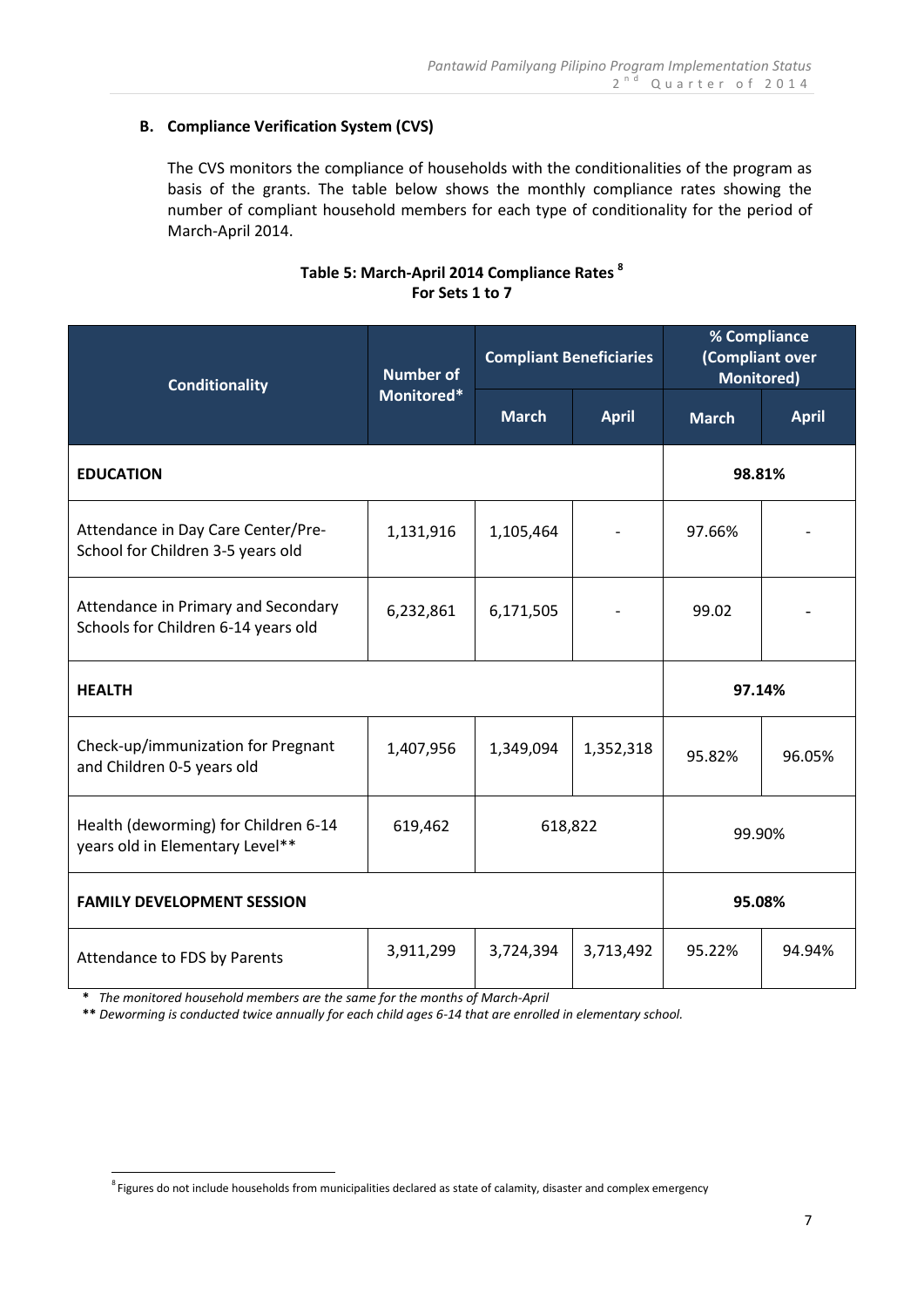### B. Compliance Verification System (CVS)

The CVS monitors the compliance of households with the conditionalities of the program as basis of the grants. The table below shows the monthly compliance rates showing the number of compliant household members for each type of conditionality for the period of March-April 2014.

**Table 5: March-April 2014 Compliance Rates [8]**
**For Sets 1 to 7**

| Conditionality | Number of Monitored* | Compliant Beneficiaries | | % Compliance (Compliant over Monitored) | |
|---|---|---|---|---|---|
| | | March | April | March | April |
| **EDUCATION** | | | | **98.81%** | |
| Attendance in Day Care Center/Pre-School for Children 3-5 years old | 1,131,916 | 1,105,464 | - | 97.66% | - |
| Attendance in Primary and Secondary Schools for Children 6-14 years old | 6,232,861 | 6,171,505 | - | 99.02 | - |
| **HEALTH** | | | | **97.14%** | |
| Check-up/immunization for Pregnant and Children 0-5 years old | 1,407,956 | 1,349,094 | 1,352,318 | 95.82% | 96.05% |
| Health (deworming) for Children 6-14 years old in Elementary Level** | 619,462 | 618,822 | | 99.90% | |
| **FAMILY DEVELOPMENT SESSION** | | | | **95.08%** | |
| Attendance to FDS by Parents | 3,911,299 | 3,724,394 | 3,713,492 | 95.22% | 94.94% |

**\*** *The monitored household members are the same for the months of March-April*

**\*\*** *Deworming is conducted twice annually for each child ages 6-14 that are enrolled in elementary school.*

[8] Figures do not include households from municipalities declared as state of calamity, disaster and complex emergency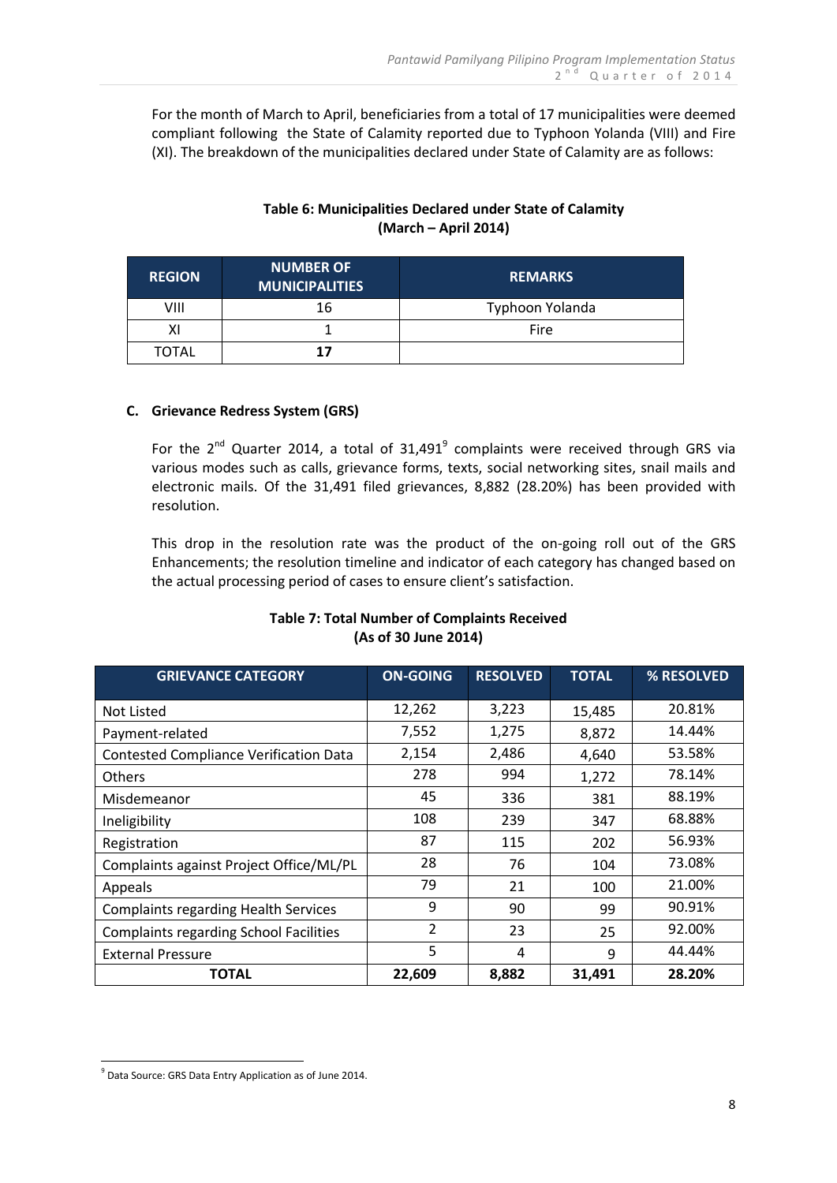For the month of March to April, beneficiaries from a total of 17 municipalities were deemed compliant following  the State of Calamity reported due to Typhoon Yolanda (VIII) and Fire (XI). The breakdown of the municipalities declared under State of Calamity are as follows:

**Table 6: Municipalities Declared under State of Calamity (March – April 2014)**

| REGION | NUMBER OF MUNICIPALITIES | REMARKS |
|---|---|---|
| VIII | 16 | Typhoon Yolanda |
| XI | 1 | Fire |
| TOTAL | **17** | |

### C. Grievance Redress System (GRS)

For the 2nd Quarter 2014, a total of 31,491[9] complaints were received through GRS via various modes such as calls, grievance forms, texts, social networking sites, snail mails and electronic mails. Of the 31,491 filed grievances, 8,882 (28.20%) has been provided with resolution.

This drop in the resolution rate was the product of the on-going roll out of the GRS Enhancements; the resolution timeline and indicator of each category has changed based on the actual processing period of cases to ensure client's satisfaction.

**Table 7: Total Number of Complaints Received (As of 30 June 2014)**

| GRIEVANCE CATEGORY | ON-GOING | RESOLVED | TOTAL | % RESOLVED |
|---|---|---|---|---|
| Not Listed | 12,262 | 3,223 | 15,485 | 20.81% |
| Payment-related | 7,552 | 1,275 | 8,872 | 14.44% |
| Contested Compliance Verification Data | 2,154 | 2,486 | 4,640 | 53.58% |
| Others | 278 | 994 | 1,272 | 78.14% |
| Misdemeanor | 45 | 336 | 381 | 88.19% |
| Ineligibility | 108 | 239 | 347 | 68.88% |
| Registration | 87 | 115 | 202 | 56.93% |
| Complaints against Project Office/ML/PL | 28 | 76 | 104 | 73.08% |
| Appeals | 79 | 21 | 100 | 21.00% |
| Complaints regarding Health Services | 9 | 90 | 99 | 90.91% |
| Complaints regarding School Facilities | 2 | 23 | 25 | 92.00% |
| External Pressure | 5 | 4 | 9 | 44.44% |
| **TOTAL** | **22,609** | **8,882** | **31,491** | **28.20%** |

[9] Data Source: GRS Data Entry Application as of June 2014.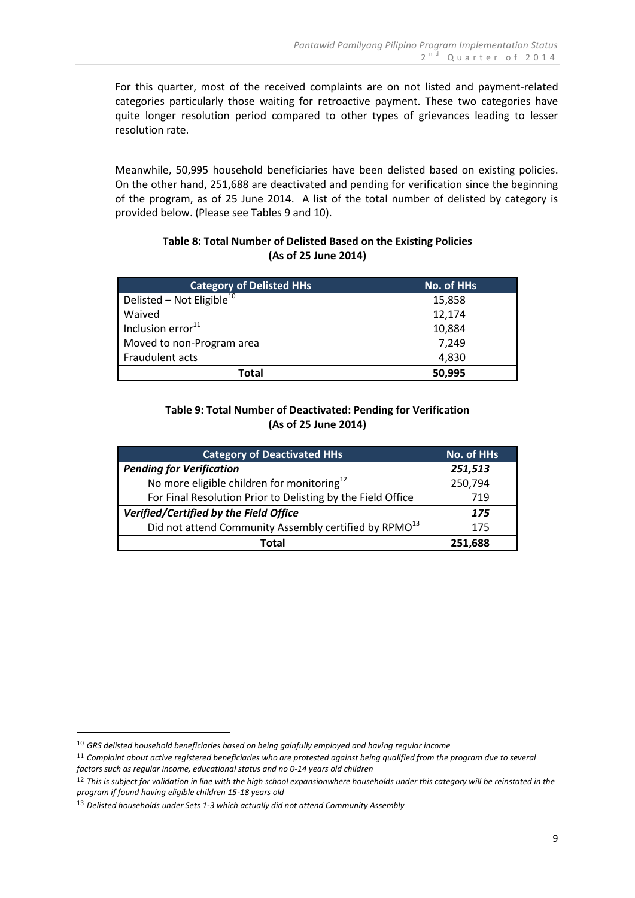For this quarter, most of the received complaints are on not listed and payment-related categories particularly those waiting for retroactive payment. These two categories have quite longer resolution period compared to other types of grievances leading to lesser resolution rate.

Meanwhile, 50,995 household beneficiaries have been delisted based on existing policies. On the other hand, 251,688 are deactivated and pending for verification since the beginning of the program, as of 25 June 2014. A list of the total number of delisted by category is provided below. (Please see Tables 9 and 10).

**Table 8: Total Number of Delisted Based on the Existing Policies**
**(As of 25 June 2014)**

| Category of Delisted HHs | No. of HHs |
|---|---|
| Delisted – Not Eligible[10] | 15,858 |
| Waived | 12,174 |
| Inclusion error[11] | 10,884 |
| Moved to non-Program area | 7,249 |
| Fraudulent acts | 4,830 |
| **Total** | **50,995** |

**Table 9: Total Number of Deactivated: Pending for Verification**
**(As of 25 June 2014)**

| Category of Deactivated HHs | No. of HHs |
|---|---|
| ***Pending for Verification*** | ***251,513*** |
| No more eligible children for monitoring[12] | 250,794 |
| For Final Resolution Prior to Delisting by the Field Office | 719 |
| ***Verified/Certified by the Field Office*** | ***175*** |
| Did not attend Community Assembly certified by RPMO[13] | 175 |
| **Total** | **251,688** |

[10] *GRS delisted household beneficiaries based on being gainfully employed and having regular income*

[11] *Complaint about active registered beneficiaries who are protested against being qualified from the program due to several factors such as regular income, educational status and no 0-14 years old children*

[12] *This is subject for validation in line with the high school expansionwhere households under this category will be reinstated in the program if found having eligible children 15-18 years old*

[13] *Delisted households under Sets 1-3 which actually did not attend Community Assembly*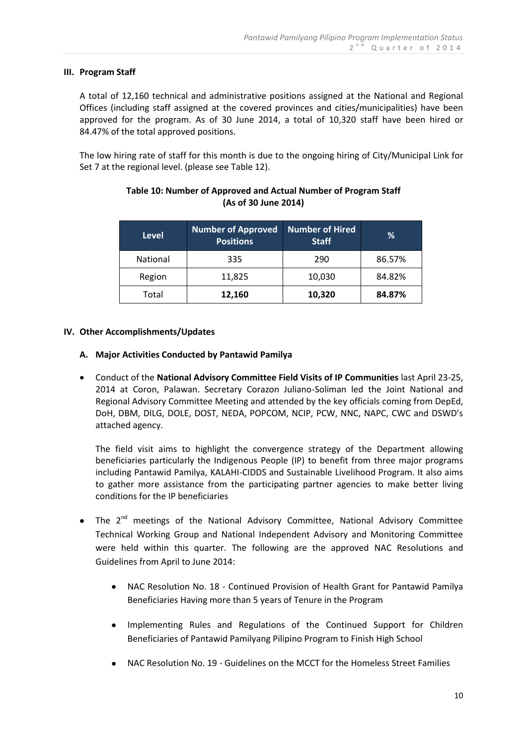## III. Program Staff

A total of 12,160 technical and administrative positions assigned at the National and Regional Offices (including staff assigned at the covered provinces and cities/municipalities) have been approved for the program. As of 30 June 2014, a total of 10,320 staff have been hired or 84.47% of the total approved positions.

The low hiring rate of staff for this month is due to the ongoing hiring of City/Municipal Link for Set 7 at the regional level. (please see Table 12).

**Table 10: Number of Approved and Actual Number of Program Staff (As of 30 June 2014)**

| Level | Number of Approved Positions | Number of Hired Staff | % |
|---|---|---|---|
| National | 335 | 290 | 86.57% |
| Region | 11,825 | 10,030 | 84.82% |
| Total | **12,160** | **10,320** | **84.87%** |

## IV. Other Accomplishments/Updates

### A. Major Activities Conducted by Pantawid Pamilya

- Conduct of the **National Advisory Committee Field Visits of IP Communities** last April 23-25, 2014 at Coron, Palawan. Secretary Corazon Juliano-Soliman led the Joint National and Regional Advisory Committee Meeting and attended by the key officials coming from DepEd, DoH, DBM, DILG, DOLE, DOST, NEDA, POPCOM, NCIP, PCW, NNC, NAPC, CWC and DSWD's attached agency.

  The field visit aims to highlight the convergence strategy of the Department allowing beneficiaries particularly the Indigenous People (IP) to benefit from three major programs including Pantawid Pamilya, KALAHI-CIDDS and Sustainable Livelihood Program. It also aims to gather more assistance from the participating partner agencies to make better living conditions for the IP beneficiaries

- The 2nd meetings of the National Advisory Committee, National Advisory Committee Technical Working Group and National Independent Advisory and Monitoring Committee were held within this quarter. The following are the approved NAC Resolutions and Guidelines from April to June 2014:

  - NAC Resolution No. 18 - Continued Provision of Health Grant for Pantawid Pamilya Beneficiaries Having more than 5 years of Tenure in the Program
  - Implementing Rules and Regulations of the Continued Support for Children Beneficiaries of Pantawid Pamilyang Pilipino Program to Finish High School
  - NAC Resolution No. 19 - Guidelines on the MCCT for the Homeless Street Families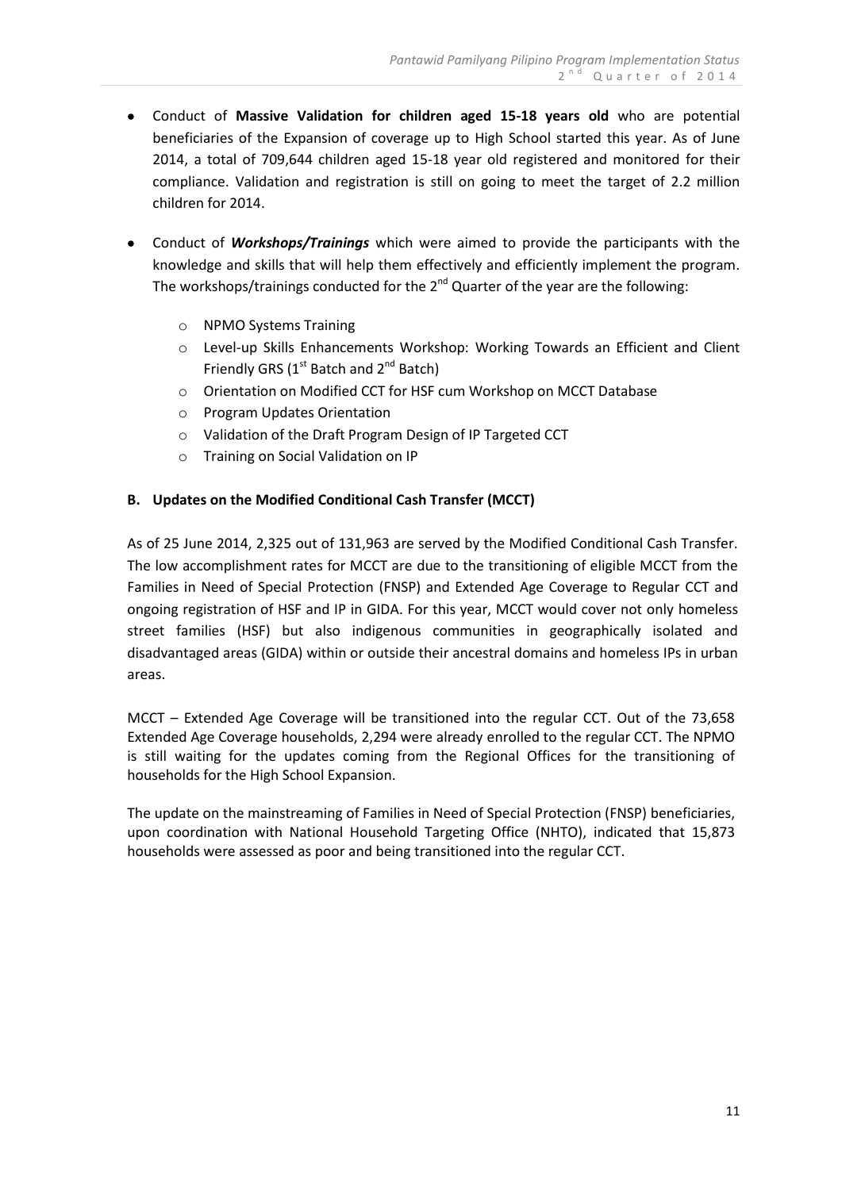- Conduct of **Massive Validation for children aged 15-18 years old** who are potential beneficiaries of the Expansion of coverage up to High School started this year. As of June 2014, a total of 709,644 children aged 15-18 year old registered and monitored for their compliance. Validation and registration is still on going to meet the target of 2.2 million children for 2014.

- Conduct of ***Workshops/Trainings*** which were aimed to provide the participants with the knowledge and skills that will help them effectively and efficiently implement the program. The workshops/trainings conducted for the 2nd Quarter of the year are the following:

  - NPMO Systems Training
  - Level-up Skills Enhancements Workshop: Working Towards an Efficient and Client Friendly GRS (1st Batch and 2nd Batch)
  - Orientation on Modified CCT for HSF cum Workshop on MCCT Database
  - Program Updates Orientation
  - Validation of the Draft Program Design of IP Targeted CCT
  - Training on Social Validation on IP

**B. Updates on the Modified Conditional Cash Transfer (MCCT)**

As of 25 June 2014, 2,325 out of 131,963 are served by the Modified Conditional Cash Transfer. The low accomplishment rates for MCCT are due to the transitioning of eligible MCCT from the Families in Need of Special Protection (FNSP) and Extended Age Coverage to Regular CCT and ongoing registration of HSF and IP in GIDA. For this year, MCCT would cover not only homeless street families (HSF) but also indigenous communities in geographically isolated and disadvantaged areas (GIDA) within or outside their ancestral domains and homeless IPs in urban areas.

MCCT – Extended Age Coverage will be transitioned into the regular CCT. Out of the 73,658 Extended Age Coverage households, 2,294 were already enrolled to the regular CCT. The NPMO is still waiting for the updates coming from the Regional Offices for the transitioning of households for the High School Expansion.

The update on the mainstreaming of Families in Need of Special Protection (FNSP) beneficiaries, upon coordination with National Household Targeting Office (NHTO), indicated that 15,873 households were assessed as poor and being transitioned into the regular CCT.